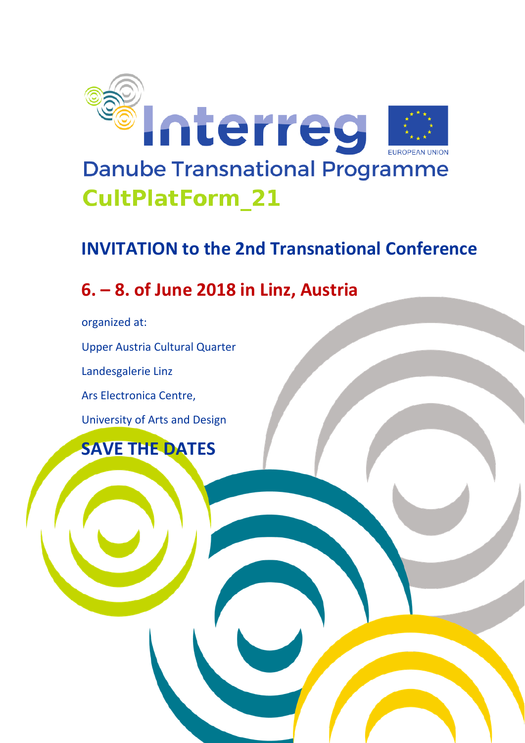Interreg

EUROPEAN UNION

Danube Transnational Programme

CultPlatForm_21

## INVITATION to the 2nd Transnational Conference

## 6. – 8. of June 2018 in Linz, Austria

organized at:

Upper Austria Cultural Quarter

Landesgalerie Linz

Ars Electronica Centre,

University of Arts and Design

## SAVE THE DATES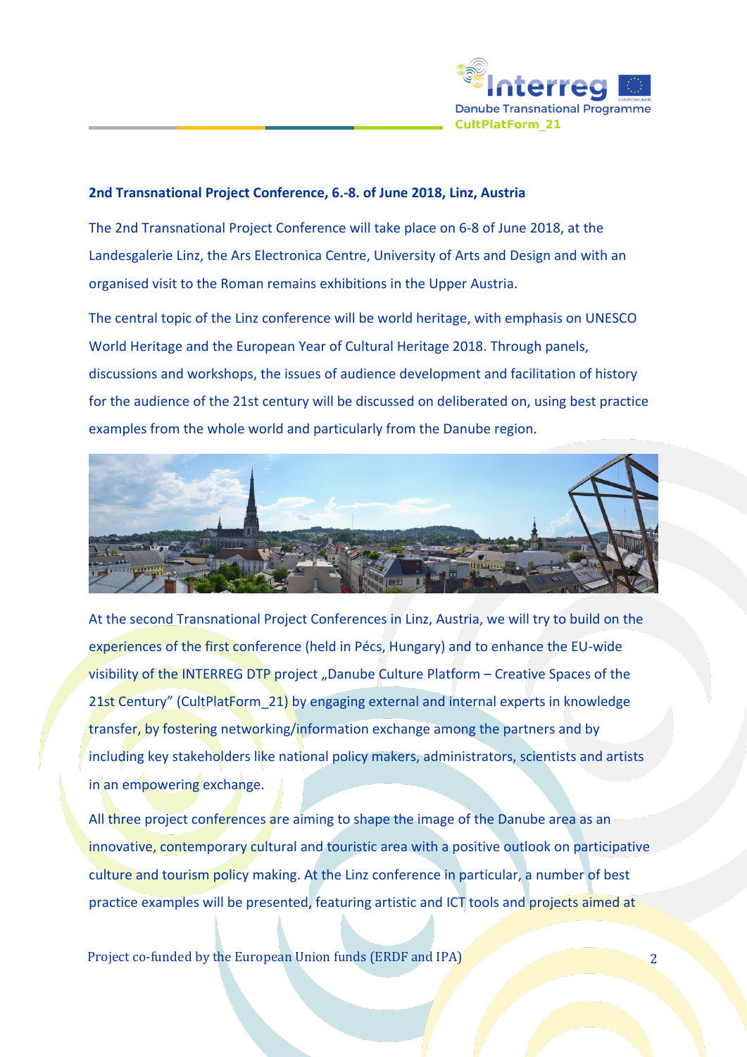**2nd Transnational Project Conference, 6.-8. of June 2018, Linz, Austria**

The 2nd Transnational Project Conference will take place on 6-8 of June 2018, at the Landesgalerie Linz, the Ars Electronica Centre, University of Arts and Design and with an organised visit to the Roman remains exhibitions in the Upper Austria.

The central topic of the Linz conference will be world heritage, with emphasis on UNESCO World Heritage and the European Year of Cultural Heritage 2018. Through panels, discussions and workshops, the issues of audience development and facilitation of history for the audience of the 21st century will be discussed on deliberated on, using best practice examples from the whole world and particularly from the Danube region.

At the second Transnational Project Conferences in Linz, Austria, we will try to build on the experiences of the first conference (held in Pécs, Hungary) and to enhance the EU-wide visibility of the INTERREG DTP project „Danube Culture Platform – Creative Spaces of the 21st Century" (CultPlatForm_21) by engaging external and internal experts in knowledge transfer, by fostering networking/information exchange among the partners and by including key stakeholders like national policy makers, administrators, scientists and artists in an empowering exchange.

All three project conferences are aiming to shape the image of the Danube area as an innovative, contemporary cultural and touristic area with a positive outlook on participative culture and tourism policy making. At the Linz conference in particular, a number of best practice examples will be presented, featuring artistic and ICT tools and projects aimed at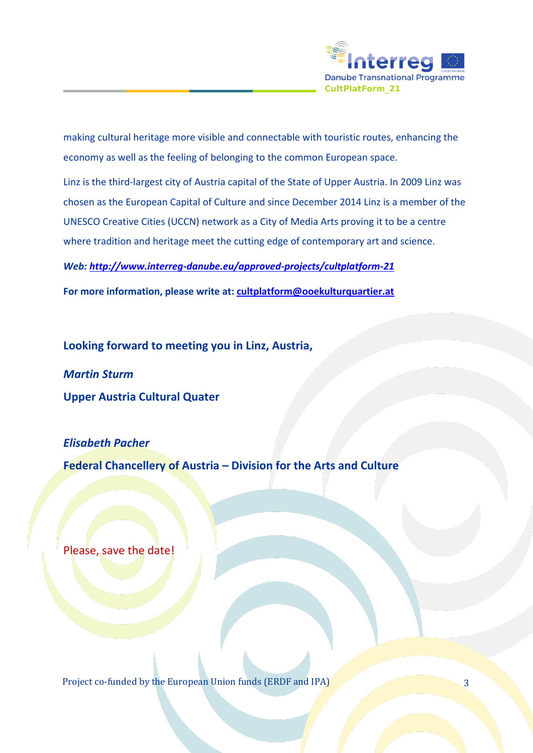making cultural heritage more visible and connectable with touristic routes, enhancing the economy as well as the feeling of belonging to the common European space.

Linz is the third-largest city of Austria capital of the State of Upper Austria. In 2009 Linz was chosen as the European Capital of Culture and since December 2014 Linz is a member of the UNESCO Creative Cities (UCCN) network as a City of Media Arts proving it to be a centre where tradition and heritage meet the cutting edge of contemporary art and science.

***Web: http://www.interreg-danube.eu/approved-projects/cultplatform-21***

**For more information, please write at: cultplatform@ooekulturquartier.at**

**Looking forward to meeting you in Linz, Austria,**

***Martin Sturm***

**Upper Austria Cultural Quater**

***Elisabeth Pacher***

**Federal Chancellery of Austria – Division for the Arts and Culture**

Please, save the date!

Project co-funded by the European Union funds (ERDF and IPA)